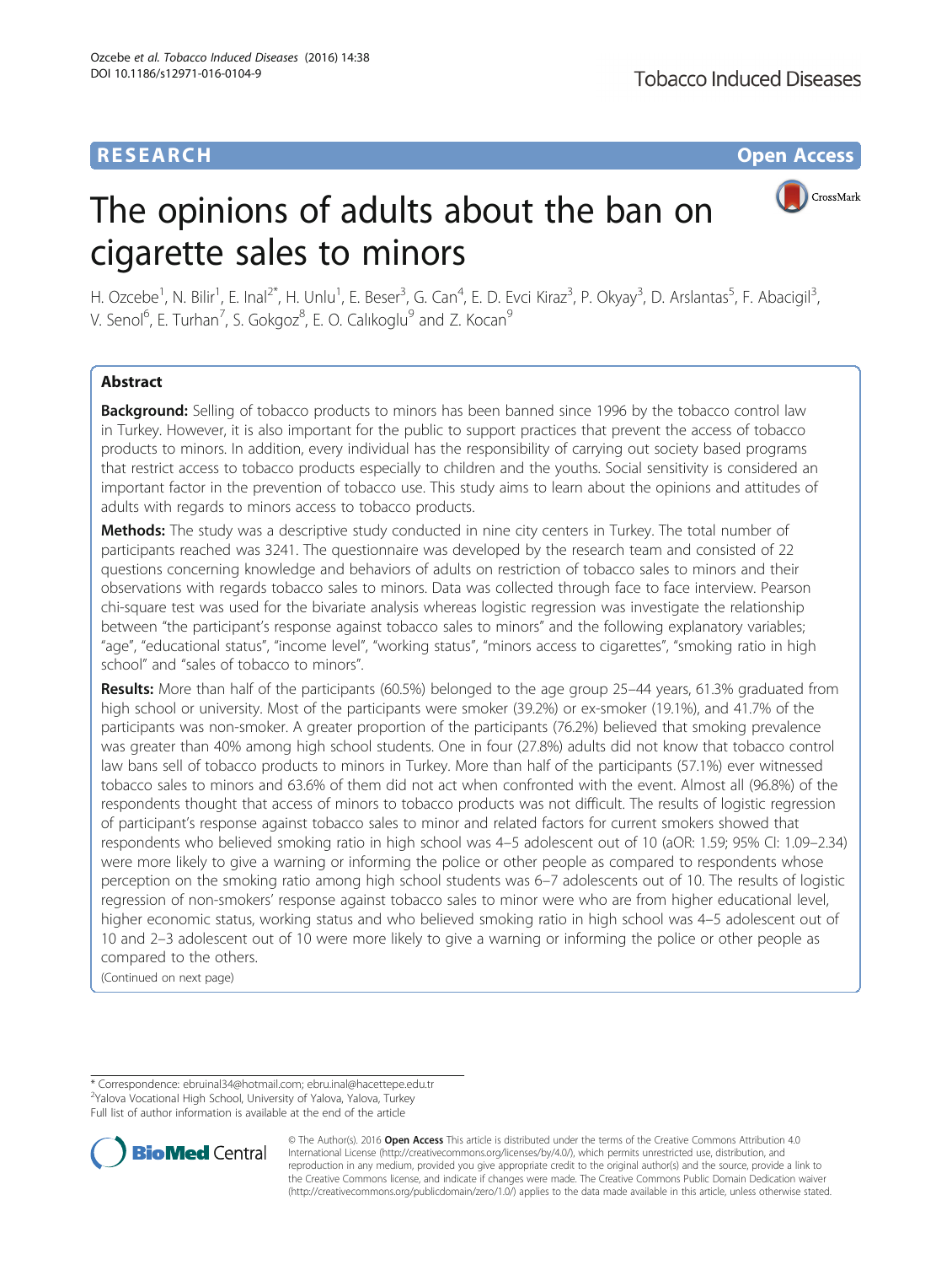# RESEARCH

**Open Access**

# The opinions of adults about the ban on cigarette sales to minors

H. Ozcebe[1], N. Bilir[1], E. Inal[2*], H. Unlu[1], E. Beser[3], G. Can[4], E. D. Evci Kiraz[3], P. Okyay[3], D. Arslantas[5], F. Abacigil[3], V. Senol[6], E. Turhan[7], S. Gokgoz[8], E. O. Calıkoglu[9] and Z. Kocan[9]

## Abstract

**Background:** Selling of tobacco products to minors has been banned since 1996 by the tobacco control law in Turkey. However, it is also important for the public to support practices that prevent the access of tobacco products to minors. In addition, every individual has the responsibility of carrying out society based programs that restrict access to tobacco products especially to children and the youths. Social sensitivity is considered an important factor in the prevention of tobacco use. This study aims to learn about the opinions and attitudes of adults with regards to minors access to tobacco products.

**Methods:** The study was a descriptive study conducted in nine city centers in Turkey. The total number of participants reached was 3241. The questionnaire was developed by the research team and consisted of 22 questions concerning knowledge and behaviors of adults on restriction of tobacco sales to minors and their observations with regards tobacco sales to minors. Data was collected through face to face interview. Pearson chi-square test was used for the bivariate analysis whereas logistic regression was investigate the relationship between "the participant's response against tobacco sales to minors" and the following explanatory variables; "age", "educational status", "income level", "working status", "minors access to cigarettes", "smoking ratio in high school" and "sales of tobacco to minors".

**Results:** More than half of the participants (60.5%) belonged to the age group 25–44 years, 61.3% graduated from high school or university. Most of the participants were smoker (39.2%) or ex-smoker (19.1%), and 41.7% of the participants was non-smoker. A greater proportion of the participants (76.2%) believed that smoking prevalence was greater than 40% among high school students. One in four (27.8%) adults did not know that tobacco control law bans sell of tobacco products to minors in Turkey. More than half of the participants (57.1%) ever witnessed tobacco sales to minors and 63.6% of them did not act when confronted with the event. Almost all (96.8%) of the respondents thought that access of minors to tobacco products was not difficult. The results of logistic regression of participant's response against tobacco sales to minor and related factors for current smokers showed that respondents who believed smoking ratio in high school was 4–5 adolescent out of 10 (aOR: 1.59; 95% CI: 1.09–2.34) were more likely to give a warning or informing the police or other people as compared to respondents whose perception on the smoking ratio among high school students was 6–7 adolescents out of 10. The results of logistic regression of non-smokers' response against tobacco sales to minor were who are from higher educational level, higher economic status, working status and who believed smoking ratio in high school was 4–5 adolescent out of 10 and 2–3 adolescent out of 10 were more likely to give a warning or informing the police or other people as compared to the others.

(Continued on next page)

* Correspondence: ebruinal34@hotmail.com; ebru.inal@hacettepe.edu.tr
[2]Yalova Vocational High School, University of Yalova, Yalova, Turkey
Full list of author information is available at the end of the article

© The Author(s). 2016 **Open Access** This article is distributed under the terms of the Creative Commons Attribution 4.0 International License (http://creativecommons.org/licenses/by/4.0/), which permits unrestricted use, distribution, and reproduction in any medium, provided you give appropriate credit to the original author(s) and the source, provide a link to the Creative Commons license, and indicate if changes were made. The Creative Commons Public Domain Dedication waiver (http://creativecommons.org/publicdomain/zero/1.0/) applies to the data made available in this article, unless otherwise stated.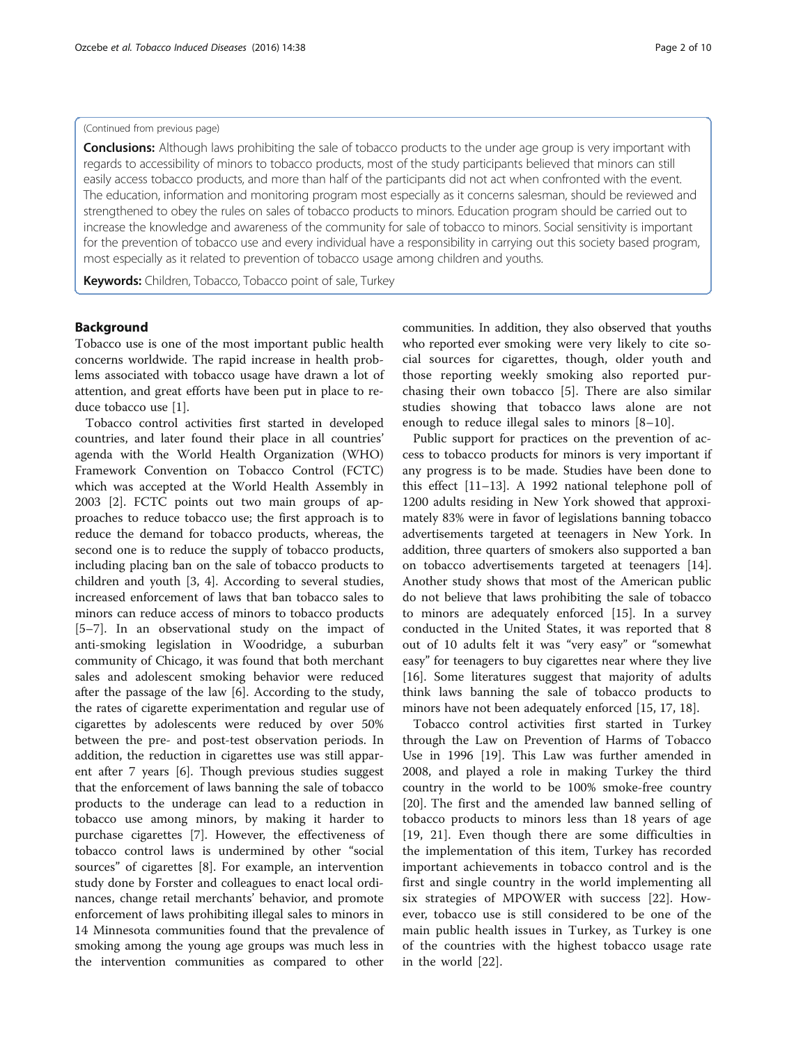(Continued from previous page)

**Conclusions:** Although laws prohibiting the sale of tobacco products to the under age group is very important with regards to accessibility of minors to tobacco products, most of the study participants believed that minors can still easily access tobacco products, and more than half of the participants did not act when confronted with the event. The education, information and monitoring program most especially as it concerns salesman, should be reviewed and strengthened to obey the rules on sales of tobacco products to minors. Education program should be carried out to increase the knowledge and awareness of the community for sale of tobacco to minors. Social sensitivity is important for the prevention of tobacco use and every individual have a responsibility in carrying out this society based program, most especially as it related to prevention of tobacco usage among children and youths.

**Keywords:** Children, Tobacco, Tobacco point of sale, Turkey

## Background

Tobacco use is one of the most important public health concerns worldwide. The rapid increase in health problems associated with tobacco usage have drawn a lot of attention, and great efforts have been put in place to reduce tobacco use [1].

Tobacco control activities first started in developed countries, and later found their place in all countries' agenda with the World Health Organization (WHO) Framework Convention on Tobacco Control (FCTC) which was accepted at the World Health Assembly in 2003 [2]. FCTC points out two main groups of approaches to reduce tobacco use; the first approach is to reduce the demand for tobacco products, whereas, the second one is to reduce the supply of tobacco products, including placing ban on the sale of tobacco products to children and youth [3, 4]. According to several studies, increased enforcement of laws that ban tobacco sales to minors can reduce access of minors to tobacco products [5–7]. In an observational study on the impact of anti-smoking legislation in Woodridge, a suburban community of Chicago, it was found that both merchant sales and adolescent smoking behavior were reduced after the passage of the law [6]. According to the study, the rates of cigarette experimentation and regular use of cigarettes by adolescents were reduced by over 50% between the pre- and post-test observation periods. In addition, the reduction in cigarettes use was still apparent after 7 years [6]. Though previous studies suggest that the enforcement of laws banning the sale of tobacco products to the underage can lead to a reduction in tobacco use among minors, by making it harder to purchase cigarettes [7]. However, the effectiveness of tobacco control laws is undermined by other "social sources" of cigarettes [8]. For example, an intervention study done by Forster and colleagues to enact local ordinances, change retail merchants' behavior, and promote enforcement of laws prohibiting illegal sales to minors in 14 Minnesota communities found that the prevalence of smoking among the young age groups was much less in the intervention communities as compared to other communities. In addition, they also observed that youths who reported ever smoking were very likely to cite social sources for cigarettes, though, older youth and those reporting weekly smoking also reported purchasing their own tobacco [5]. There are also similar studies showing that tobacco laws alone are not enough to reduce illegal sales to minors [8–10].

Public support for practices on the prevention of access to tobacco products for minors is very important if any progress is to be made. Studies have been done to this effect [11–13]. A 1992 national telephone poll of 1200 adults residing in New York showed that approximately 83% were in favor of legislations banning tobacco advertisements targeted at teenagers in New York. In addition, three quarters of smokers also supported a ban on tobacco advertisements targeted at teenagers [14]. Another study shows that most of the American public do not believe that laws prohibiting the sale of tobacco to minors are adequately enforced [15]. In a survey conducted in the United States, it was reported that 8 out of 10 adults felt it was "very easy" or "somewhat easy" for teenagers to buy cigarettes near where they live [16]. Some literatures suggest that majority of adults think laws banning the sale of tobacco products to minors have not been adequately enforced [15, 17, 18].

Tobacco control activities first started in Turkey through the Law on Prevention of Harms of Tobacco Use in 1996 [19]. This Law was further amended in 2008, and played a role in making Turkey the third country in the world to be 100% smoke-free country [20]. The first and the amended law banned selling of tobacco products to minors less than 18 years of age [19, 21]. Even though there are some difficulties in the implementation of this item, Turkey has recorded important achievements in tobacco control and is the first and single country in the world implementing all six strategies of MPOWER with success [22]. However, tobacco use is still considered to be one of the main public health issues in Turkey, as Turkey is one of the countries with the highest tobacco usage rate in the world [22].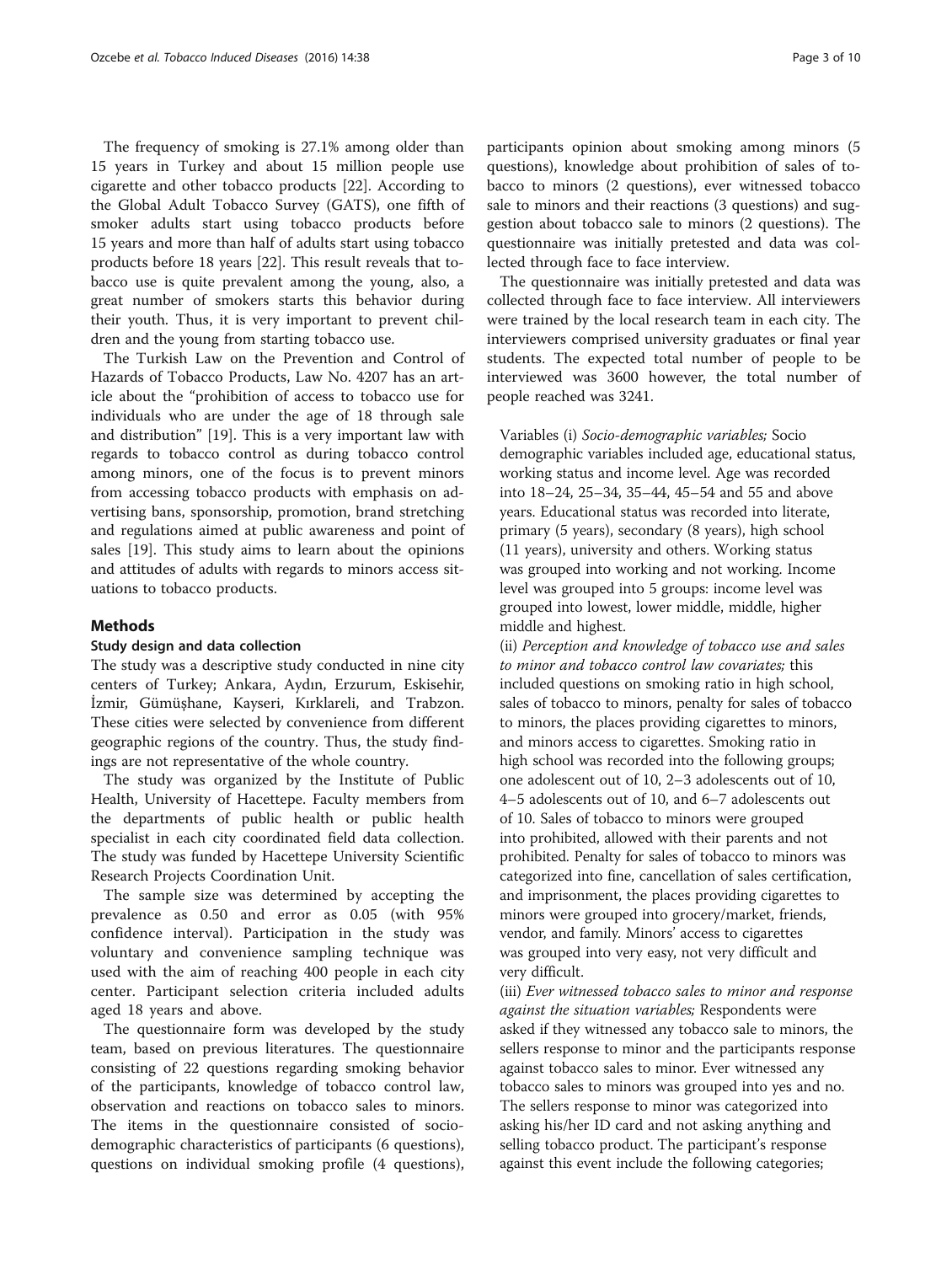The frequency of smoking is 27.1% among older than 15 years in Turkey and about 15 million people use cigarette and other tobacco products [22]. According to the Global Adult Tobacco Survey (GATS), one fifth of smoker adults start using tobacco products before 15 years and more than half of adults start using tobacco products before 18 years [22]. This result reveals that tobacco use is quite prevalent among the young, also, a great number of smokers starts this behavior during their youth. Thus, it is very important to prevent children and the young from starting tobacco use.

The Turkish Law on the Prevention and Control of Hazards of Tobacco Products, Law No. 4207 has an article about the "prohibition of access to tobacco use for individuals who are under the age of 18 through sale and distribution" [19]. This is a very important law with regards to tobacco control as during tobacco control among minors, one of the focus is to prevent minors from accessing tobacco products with emphasis on advertising bans, sponsorship, promotion, brand stretching and regulations aimed at public awareness and point of sales [19]. This study aims to learn about the opinions and attitudes of adults with regards to minors access situations to tobacco products.

## Methods

### Study design and data collection

The study was a descriptive study conducted in nine city centers of Turkey; Ankara, Aydın, Erzurum, Eskisehir, İzmir, Gümüşhane, Kayseri, Kırklareli, and Trabzon. These cities were selected by convenience from different geographic regions of the country. Thus, the study findings are not representative of the whole country.

The study was organized by the Institute of Public Health, University of Hacettepe. Faculty members from the departments of public health or public health specialist in each city coordinated field data collection. The study was funded by Hacettepe University Scientific Research Projects Coordination Unit.

The sample size was determined by accepting the prevalence as 0.50 and error as 0.05 (with 95% confidence interval). Participation in the study was voluntary and convenience sampling technique was used with the aim of reaching 400 people in each city center. Participant selection criteria included adults aged 18 years and above.

The questionnaire form was developed by the study team, based on previous literatures. The questionnaire consisting of 22 questions regarding smoking behavior of the participants, knowledge of tobacco control law, observation and reactions on tobacco sales to minors. The items in the questionnaire consisted of socio-demographic characteristics of participants (6 questions), questions on individual smoking profile (4 questions), participants opinion about smoking among minors (5 questions), knowledge about prohibition of sales of tobacco to minors (2 questions), ever witnessed tobacco sale to minors and their reactions (3 questions) and suggestion about tobacco sale to minors (2 questions). The questionnaire was initially pretested and data was collected through face to face interview.

The questionnaire was initially pretested and data was collected through face to face interview. All interviewers were trained by the local research team in each city. The interviewers comprised university graduates or final year students. The expected total number of people to be interviewed was 3600 however, the total number of people reached was 3241.

Variables (i) *Socio-demographic variables;* Socio demographic variables included age, educational status, working status and income level. Age was recorded into 18–24, 25–34, 35–44, 45–54 and 55 and above years. Educational status was recorded into literate, primary (5 years), secondary (8 years), high school (11 years), university and others. Working status was grouped into working and not working. Income level was grouped into 5 groups: income level was grouped into lowest, lower middle, middle, higher middle and highest.

(ii) *Perception and knowledge of tobacco use and sales to minor and tobacco control law covariates;* this included questions on smoking ratio in high school, sales of tobacco to minors, penalty for sales of tobacco to minors, the places providing cigarettes to minors, and minors access to cigarettes. Smoking ratio in high school was recorded into the following groups; one adolescent out of 10, 2–3 adolescents out of 10, 4–5 adolescents out of 10, and 6–7 adolescents out of 10. Sales of tobacco to minors were grouped into prohibited, allowed with their parents and not prohibited. Penalty for sales of tobacco to minors was categorized into fine, cancellation of sales certification, and imprisonment, the places providing cigarettes to minors were grouped into grocery/market, friends, vendor, and family. Minors' access to cigarettes was grouped into very easy, not very difficult and very difficult.

(iii) *Ever witnessed tobacco sales to minor and response against the situation variables;* Respondents were asked if they witnessed any tobacco sale to minors, the sellers response to minor and the participants response against tobacco sales to minor. Ever witnessed any tobacco sales to minors was grouped into yes and no. The sellers response to minor was categorized into asking his/her ID card and not asking anything and selling tobacco product. The participant's response against this event include the following categories;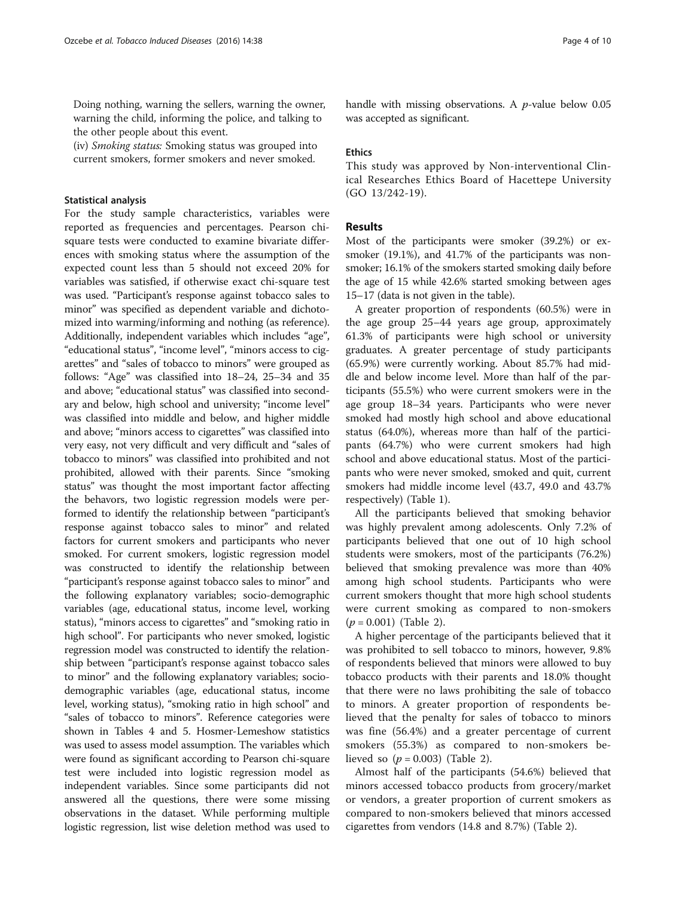Doing nothing, warning the sellers, warning the owner, warning the child, informing the police, and talking to the other people about this event.

(iv) *Smoking status:* Smoking status was grouped into current smokers, former smokers and never smoked.

### Statistical analysis

For the study sample characteristics, variables were reported as frequencies and percentages. Pearson chi-square tests were conducted to examine bivariate differences with smoking status where the assumption of the expected count less than 5 should not exceed 20% for variables was satisfied, if otherwise exact chi-square test was used. "Participant's response against tobacco sales to minor" was specified as dependent variable and dichotomized into warming/informing and nothing (as reference). Additionally, independent variables which includes "age", "educational status", "income level", "minors access to cigarettes" and "sales of tobacco to minors" were grouped as follows: "Age" was classified into 18–24, 25–34 and 35 and above; "educational status" was classified into secondary and below, high school and university; "income level" was classified into middle and below, and higher middle and above; "minors access to cigarettes" was classified into very easy, not very difficult and very difficult and "sales of tobacco to minors" was classified into prohibited and not prohibited, allowed with their parents. Since "smoking status" was thought the most important factor affecting the behavors, two logistic regression models were performed to identify the relationship between "participant's response against tobacco sales to minor" and related factors for current smokers and participants who never smoked. For current smokers, logistic regression model was constructed to identify the relationship between "participant's response against tobacco sales to minor" and the following explanatory variables; socio-demographic variables (age, educational status, income level, working status), "minors access to cigarettes" and "smoking ratio in high school". For participants who never smoked, logistic regression model was constructed to identify the relationship between "participant's response against tobacco sales to minor" and the following explanatory variables; socio-demographic variables (age, educational status, income level, working status), "smoking ratio in high school" and "sales of tobacco to minors". Reference categories were shown in Tables 4 and 5. Hosmer-Lemeshow statistics was used to assess model assumption. The variables which were found as significant according to Pearson chi-square test were included into logistic regression model as independent variables. Since some participants did not answered all the questions, there were some missing observations in the dataset. While performing multiple logistic regression, list wise deletion method was used to handle with missing observations. A $p$-value below 0.05 was accepted as significant.

### Ethics

This study was approved by Non-interventional Clinical Researches Ethics Board of Hacettepe University (GO 13/242-19).

## Results

Most of the participants were smoker (39.2%) or ex-smoker (19.1%), and 41.7% of the participants was non-smoker; 16.1% of the smokers started smoking daily before the age of 15 while 42.6% started smoking between ages 15–17 (data is not given in the table).

A greater proportion of respondents (60.5%) were in the age group 25–44 years age group, approximately 61.3% of participants were high school or university graduates. A greater percentage of study participants (65.9%) were currently working. About 85.7% had middle and below income level. More than half of the participants (55.5%) who were current smokers were in the age group 18–34 years. Participants who were never smoked had mostly high school and above educational status (64.0%), whereas more than half of the participants (64.7%) who were current smokers had high school and above educational status. Most of the participants who were never smoked, smoked and quit, current smokers had middle income level (43.7, 49.0 and 43.7% respectively) (Table 1).

All the participants believed that smoking behavior was highly prevalent among adolescents. Only 7.2% of participants believed that one out of 10 high school students were smokers, most of the participants (76.2%) believed that smoking prevalence was more than 40% among high school students. Participants who were current smokers thought that more high school students were current smoking as compared to non-smokers ($p = 0.001$) (Table 2).

A higher percentage of the participants believed that it was prohibited to sell tobacco to minors, however, 9.8% of respondents believed that minors were allowed to buy tobacco products with their parents and 18.0% thought that there were no laws prohibiting the sale of tobacco to minors. A greater proportion of respondents believed that the penalty for sales of tobacco to minors was fine (56.4%) and a greater percentage of current smokers (55.3%) as compared to non-smokers believed so ($p = 0.003$) (Table 2).

Almost half of the participants (54.6%) believed that minors accessed tobacco products from grocery/market or vendors, a greater proportion of current smokers as compared to non-smokers believed that minors accessed cigarettes from vendors (14.8 and 8.7%) (Table 2).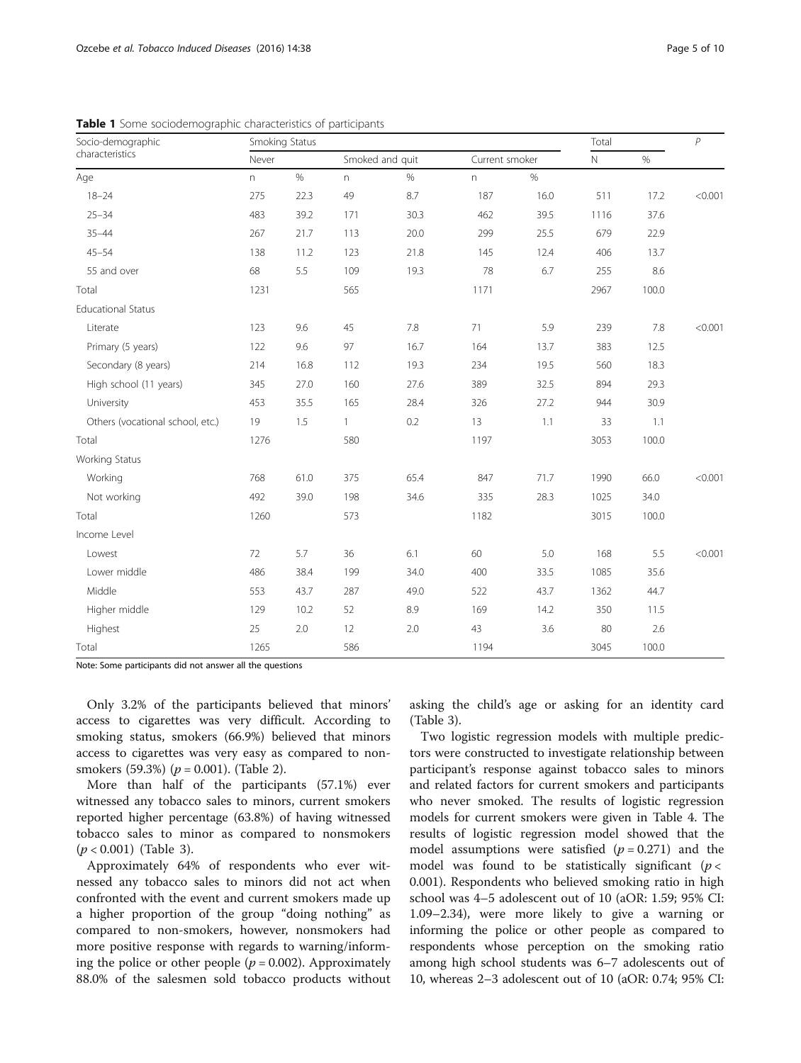**Table 1** Some sociodemographic characteristics of participants

| Socio-demographic characteristics | Smoking Status | | | | | | Total | | *P* |
|---|---|---|---|---|---|---|---|---|---|
| | Never | | Smoked and quit | | Current smoker | | N | % | |
| Age | n | % | n | % | n | % | | | |
| 18–24 | 275 | 22.3 | 49 | 8.7 | 187 | 16.0 | 511 | 17.2 | <0.001 |
| 25–34 | 483 | 39.2 | 171 | 30.3 | 462 | 39.5 | 1116 | 37.6 | |
| 35–44 | 267 | 21.7 | 113 | 20.0 | 299 | 25.5 | 679 | 22.9 | |
| 45–54 | 138 | 11.2 | 123 | 21.8 | 145 | 12.4 | 406 | 13.7 | |
| 55 and over | 68 | 5.5 | 109 | 19.3 | 78 | 6.7 | 255 | 8.6 | |
| Total | 1231 | | 565 | | 1171 | | 2967 | 100.0 | |
| Educational Status | | | | | | | | | |
| Literate | 123 | 9.6 | 45 | 7.8 | 71 | 5.9 | 239 | 7.8 | <0.001 |
| Primary (5 years) | 122 | 9.6 | 97 | 16.7 | 164 | 13.7 | 383 | 12.5 | |
| Secondary (8 years) | 214 | 16.8 | 112 | 19.3 | 234 | 19.5 | 560 | 18.3 | |
| High school (11 years) | 345 | 27.0 | 160 | 27.6 | 389 | 32.5 | 894 | 29.3 | |
| University | 453 | 35.5 | 165 | 28.4 | 326 | 27.2 | 944 | 30.9 | |
| Others (vocational school, etc.) | 19 | 1.5 | 1 | 0.2 | 13 | 1.1 | 33 | 1.1 | |
| Total | 1276 | | 580 | | 1197 | | 3053 | 100.0 | |
| Working Status | | | | | | | | | |
| Working | 768 | 61.0 | 375 | 65.4 | 847 | 71.7 | 1990 | 66.0 | <0.001 |
| Not working | 492 | 39.0 | 198 | 34.6 | 335 | 28.3 | 1025 | 34.0 | |
| Total | 1260 | | 573 | | 1182 | | 3015 | 100.0 | |
| Income Level | | | | | | | | | |
| Lowest | 72 | 5.7 | 36 | 6.1 | 60 | 5.0 | 168 | 5.5 | <0.001 |
| Lower middle | 486 | 38.4 | 199 | 34.0 | 400 | 33.5 | 1085 | 35.6 | |
| Middle | 553 | 43.7 | 287 | 49.0 | 522 | 43.7 | 1362 | 44.7 | |
| Higher middle | 129 | 10.2 | 52 | 8.9 | 169 | 14.2 | 350 | 11.5 | |
| Highest | 25 | 2.0 | 12 | 2.0 | 43 | 3.6 | 80 | 2.6 | |
| Total | 1265 | | 586 | | 1194 | | 3045 | 100.0 | |

Note: Some participants did not answer all the questions

Only 3.2% of the participants believed that minors' access to cigarettes was very difficult. According to smoking status, smokers (66.9%) believed that minors access to cigarettes was very easy as compared to non-smokers (59.3%) ($p = 0.001$). (Table 2).

More than half of the participants (57.1%) ever witnessed any tobacco sales to minors, current smokers reported higher percentage (63.8%) of having witnessed tobacco sales to minor as compared to nonsmokers ($p < 0.001$) (Table 3).

Approximately 64% of respondents who ever witnessed any tobacco sales to minors did not act when confronted with the event and current smokers made up a higher proportion of the group "doing nothing" as compared to non-smokers, however, nonsmokers had more positive response with regards to warning/informing the police or other people ($p = 0.002$). Approximately 88.0% of the salesmen sold tobacco products without asking the child's age or asking for an identity card (Table 3).

Two logistic regression models with multiple predictors were constructed to investigate relationship between participant's response against tobacco sales to minors and related factors for current smokers and participants who never smoked. The results of logistic regression models for current smokers were given in Table 4. The results of logistic regression model showed that the model assumptions were satisfied ($p = 0.271$) and the model was found to be statistically significant ($p < 0.001$). Respondents who believed smoking ratio in high school was 4–5 adolescent out of 10 (aOR: 1.59; 95% CI: 1.09–2.34), were more likely to give a warning or informing the police or other people as compared to respondents whose perception on the smoking ratio among high school students was 6–7 adolescents out of 10, whereas 2–3 adolescent out of 10 (aOR: 0.74; 95% CI: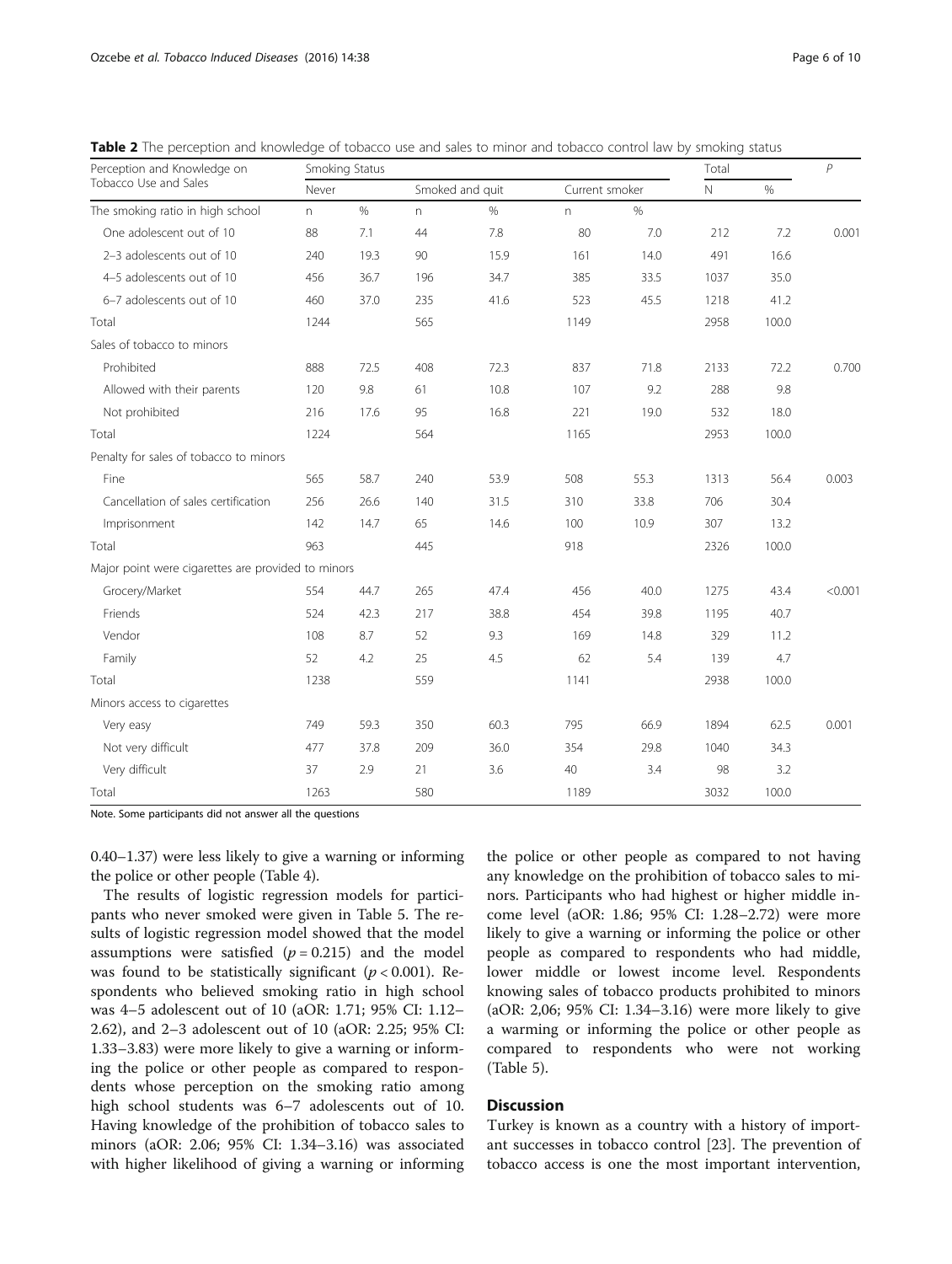**Table 2** The perception and knowledge of tobacco use and sales to minor and tobacco control law by smoking status

| Perception and Knowledge on Tobacco Use and Sales | Smoking Status | | | | | | Total | | $P$ |
|---|---|---|---|---|---|---|---|---|---|
| | Never | | Smoked and quit | | Current smoker | | N | % | |
| The smoking ratio in high school | n | % | n | % | n | % | | | |
| One adolescent out of 10 | 88 | 7.1 | 44 | 7.8 | 80 | 7.0 | 212 | 7.2 | 0.001 |
| 2–3 adolescents out of 10 | 240 | 19.3 | 90 | 15.9 | 161 | 14.0 | 491 | 16.6 | |
| 4–5 adolescents out of 10 | 456 | 36.7 | 196 | 34.7 | 385 | 33.5 | 1037 | 35.0 | |
| 6–7 adolescents out of 10 | 460 | 37.0 | 235 | 41.6 | 523 | 45.5 | 1218 | 41.2 | |
| Total | 1244 | | 565 | | 1149 | | 2958 | 100.0 | |
| Sales of tobacco to minors | | | | | | | | | |
| Prohibited | 888 | 72.5 | 408 | 72.3 | 837 | 71.8 | 2133 | 72.2 | 0.700 |
| Allowed with their parents | 120 | 9.8 | 61 | 10.8 | 107 | 9.2 | 288 | 9.8 | |
| Not prohibited | 216 | 17.6 | 95 | 16.8 | 221 | 19.0 | 532 | 18.0 | |
| Total | 1224 | | 564 | | 1165 | | 2953 | 100.0 | |
| Penalty for sales of tobacco to minors | | | | | | | | | |
| Fine | 565 | 58.7 | 240 | 53.9 | 508 | 55.3 | 1313 | 56.4 | 0.003 |
| Cancellation of sales certification | 256 | 26.6 | 140 | 31.5 | 310 | 33.8 | 706 | 30.4 | |
| Imprisonment | 142 | 14.7 | 65 | 14.6 | 100 | 10.9 | 307 | 13.2 | |
| Total | 963 | | 445 | | 918 | | 2326 | 100.0 | |
| Major point were cigarettes are provided to minors | | | | | | | | | |
| Grocery/Market | 554 | 44.7 | 265 | 47.4 | 456 | 40.0 | 1275 | 43.4 | <0.001 |
| Friends | 524 | 42.3 | 217 | 38.8 | 454 | 39.8 | 1195 | 40.7 | |
| Vendor | 108 | 8.7 | 52 | 9.3 | 169 | 14.8 | 329 | 11.2 | |
| Family | 52 | 4.2 | 25 | 4.5 | 62 | 5.4 | 139 | 4.7 | |
| Total | 1238 | | 559 | | 1141 | | 2938 | 100.0 | |
| Minors access to cigarettes | | | | | | | | | |
| Very easy | 749 | 59.3 | 350 | 60.3 | 795 | 66.9 | 1894 | 62.5 | 0.001 |
| Not very difficult | 477 | 37.8 | 209 | 36.0 | 354 | 29.8 | 1040 | 34.3 | |
| Very difficult | 37 | 2.9 | 21 | 3.6 | 40 | 3.4 | 98 | 3.2 | |
| Total | 1263 | | 580 | | 1189 | | 3032 | 100.0 | |

Note. Some participants did not answer all the questions

0.40–1.37) were less likely to give a warning or informing the police or other people (Table 4).

The results of logistic regression models for participants who never smoked were given in Table 5. The results of logistic regression model showed that the model assumptions were satisfied ($p = 0.215$) and the model was found to be statistically significant ($p < 0.001$). Respondents who believed smoking ratio in high school was 4–5 adolescent out of 10 (aOR: 1.71; 95% CI: 1.12–2.62), and 2–3 adolescent out of 10 (aOR: 2.25; 95% CI: 1.33–3.83) were more likely to give a warning or informing the police or other people as compared to respondents whose perception on the smoking ratio among high school students was 6–7 adolescents out of 10. Having knowledge of the prohibition of tobacco sales to minors (aOR: 2.06; 95% CI: 1.34–3.16) was associated with higher likelihood of giving a warning or informing the police or other people as compared to not having any knowledge on the prohibition of tobacco sales to minors. Participants who had highest or higher middle income level (aOR: 1.86; 95% CI: 1.28–2.72) were more likely to give a warning or informing the police or other people as compared to respondents who had middle, lower middle or lowest income level. Respondents knowing sales of tobacco products prohibited to minors (aOR: 2,06; 95% CI: 1.34–3.16) were more likely to give a warming or informing the police or other people as compared to respondents who were not working (Table 5).

## Discussion

Turkey is known as a country with a history of important successes in tobacco control [23]. The prevention of tobacco access is one the most important intervention,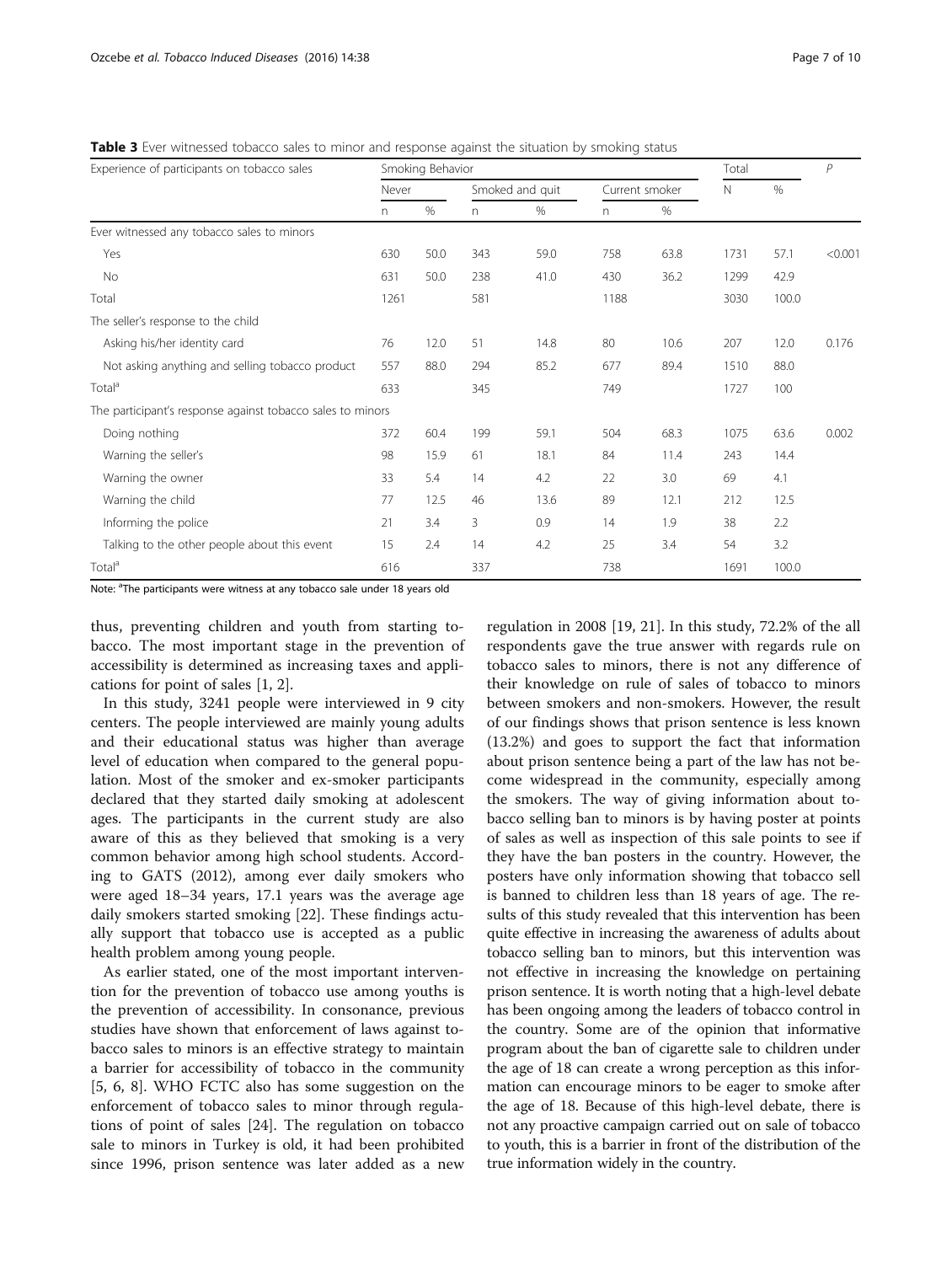**Table 3** Ever witnessed tobacco sales to minor and response against the situation by smoking status

| Experience of participants on tobacco sales | Smoking Behavior | | | | | | Total | | P |
|---|---|---|---|---|---|---|---|---|---|
| | Never | | Smoked and quit | | Current smoker | | N | % | |
| | n | % | n | % | n | % | | | |
| Ever witnessed any tobacco sales to minors | | | | | | | | | |
| Yes | 630 | 50.0 | 343 | 59.0 | 758 | 63.8 | 1731 | 57.1 | <0.001 |
| No | 631 | 50.0 | 238 | 41.0 | 430 | 36.2 | 1299 | 42.9 | |
| Total | 1261 | | 581 | | 1188 | | 3030 | 100.0 | |
| The seller's response to the child | | | | | | | | | |
| Asking his/her identity card | 76 | 12.0 | 51 | 14.8 | 80 | 10.6 | 207 | 12.0 | 0.176 |
| Not asking anything and selling tobacco product | 557 | 88.0 | 294 | 85.2 | 677 | 89.4 | 1510 | 88.0 | |
| Total[a] | 633 | | 345 | | 749 | | 1727 | 100 | |
| The participant's response against tobacco sales to minors | | | | | | | | | |
| Doing nothing | 372 | 60.4 | 199 | 59.1 | 504 | 68.3 | 1075 | 63.6 | 0.002 |
| Warning the seller's | 98 | 15.9 | 61 | 18.1 | 84 | 11.4 | 243 | 14.4 | |
| Warning the owner | 33 | 5.4 | 14 | 4.2 | 22 | 3.0 | 69 | 4.1 | |
| Warning the child | 77 | 12.5 | 46 | 13.6 | 89 | 12.1 | 212 | 12.5 | |
| Informing the police | 21 | 3.4 | 3 | 0.9 | 14 | 1.9 | 38 | 2.2 | |
| Talking to the other people about this event | 15 | 2.4 | 14 | 4.2 | 25 | 3.4 | 54 | 3.2 | |
| Total[a] | 616 | | 337 | | 738 | | 1691 | 100.0 | |

Note: [a]The participants were witness at any tobacco sale under 18 years old

thus, preventing children and youth from starting tobacco. The most important stage in the prevention of accessibility is determined as increasing taxes and applications for point of sales [1, 2].

In this study, 3241 people were interviewed in 9 city centers. The people interviewed are mainly young adults and their educational status was higher than average level of education when compared to the general population. Most of the smoker and ex-smoker participants declared that they started daily smoking at adolescent ages. The participants in the current study are also aware of this as they believed that smoking is a very common behavior among high school students. According to GATS (2012), among ever daily smokers who were aged 18–34 years, 17.1 years was the average age daily smokers started smoking [22]. These findings actually support that tobacco use is accepted as a public health problem among young people.

As earlier stated, one of the most important intervention for the prevention of tobacco use among youths is the prevention of accessibility. In consonance, previous studies have shown that enforcement of laws against tobacco sales to minors is an effective strategy to maintain a barrier for accessibility of tobacco in the community [5, 6, 8]. WHO FCTC also has some suggestion on the enforcement of tobacco sales to minor through regulations of point of sales [24]. The regulation on tobacco sale to minors in Turkey is old, it had been prohibited since 1996, prison sentence was later added as a new regulation in 2008 [19, 21]. In this study, 72.2% of the all respondents gave the true answer with regards rule on tobacco sales to minors, there is not any difference of their knowledge on rule of sales of tobacco to minors between smokers and non-smokers. However, the result of our findings shows that prison sentence is less known (13.2%) and goes to support the fact that information about prison sentence being a part of the law has not become widespread in the community, especially among the smokers. The way of giving information about tobacco selling ban to minors is by having poster at points of sales as well as inspection of this sale points to see if they have the ban posters in the country. However, the posters have only information showing that tobacco sell is banned to children less than 18 years of age. The results of this study revealed that this intervention has been quite effective in increasing the awareness of adults about tobacco selling ban to minors, but this intervention was not effective in increasing the knowledge on pertaining prison sentence. It is worth noting that a high-level debate has been ongoing among the leaders of tobacco control in the country. Some are of the opinion that informative program about the ban of cigarette sale to children under the age of 18 can create a wrong perception as this information can encourage minors to be eager to smoke after the age of 18. Because of this high-level debate, there is not any proactive campaign carried out on sale of tobacco to youth, this is a barrier in front of the distribution of the true information widely in the country.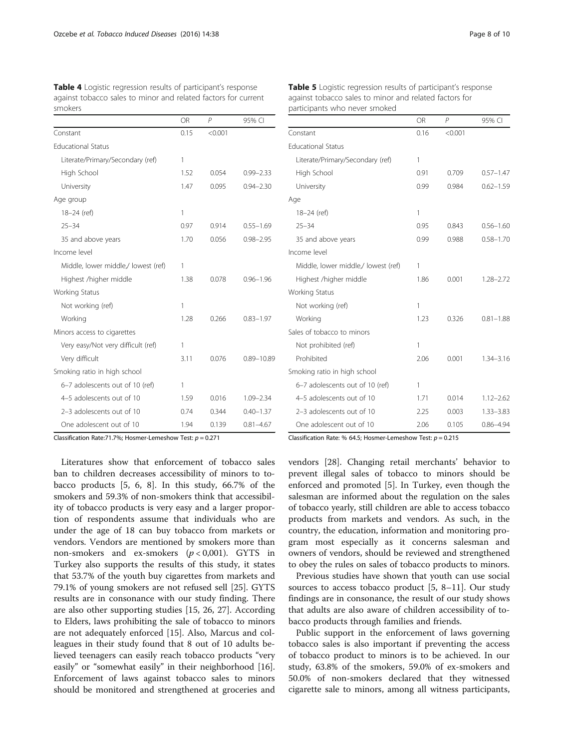**Table 4** Logistic regression results of participant's response against tobacco sales to minor and related factors for current smokers

| | OR | *P* | 95% CI |
|---|---|---|---|
| Constant | 0.15 | <0.001 | |
| Educational Status | | | |
| Literate/Primary/Secondary (ref) | 1 | | |
| High School | 1.52 | 0.054 | 0.99–2.33 |
| University | 1.47 | 0.095 | 0.94–2.30 |
| Age group | | | |
| 18–24 (ref) | 1 | | |
| 25–34 | 0.97 | 0.914 | 0.55–1.69 |
| 35 and above years | 1.70 | 0.056 | 0.98–2.95 |
| Income level | | | |
| Middle, lower middle,/ lowest (ref) | 1 | | |
| Highest /higher middle | 1.38 | 0.078 | 0.96–1.96 |
| Working Status | | | |
| Not working (ref) | 1 | | |
| Working | 1.28 | 0.266 | 0.83–1.97 |
| Minors access to cigarettes | | | |
| Very easy/Not very difficult (ref) | 1 | | |
| Very difficult | 3.11 | 0.076 | 0.89–10.89 |
| Smoking ratio in high school | | | |
| 6–7 adolescents out of 10 (ref) | 1 | | |
| 4–5 adolescents out of 10 | 1.59 | 0.016 | 1.09–2.34 |
| 2–3 adolescents out of 10 | 0.74 | 0.344 | 0.40–1.37 |
| One adolescent out of 10 | 1.94 | 0.139 | 0.81–4.67 |

Classification Rate:71.7%; Hosmer-Lemeshow Test: $p = 0.271$

**Table 5** Logistic regression results of participant's response against tobacco sales to minor and related factors for participants who never smoked

| | OR | *P* | 95% CI |
|---|---|---|---|
| Constant | 0.16 | <0.001 | |
| Educational Status | | | |
| Literate/Primary/Secondary (ref) | 1 | | |
| High School | 0.91 | 0.709 | 0.57–1.47 |
| University | 0.99 | 0.984 | 0.62–1.59 |
| Age | | | |
| 18–24 (ref) | 1 | | |
| 25–34 | 0.95 | 0.843 | 0.56–1.60 |
| 35 and above years | 0.99 | 0.988 | 0.58–1.70 |
| Income level | | | |
| Middle, lower middle,/ lowest (ref) | 1 | | |
| Highest /higher middle | 1.86 | 0.001 | 1.28–2.72 |
| Working Status | | | |
| Not working (ref) | 1 | | |
| Working | 1.23 | 0.326 | 0.81–1.88 |
| Sales of tobacco to minors | | | |
| Not prohibited (ref) | 1 | | |
| Prohibited | 2.06 | 0.001 | 1.34–3.16 |
| Smoking ratio in high school | | | |
| 6–7 adolescents out of 10 (ref) | 1 | | |
| 4–5 adolescents out of 10 | 1.71 | 0.014 | 1.12–2.62 |
| 2–3 adolescents out of 10 | 2.25 | 0.003 | 1.33–3.83 |
| One adolescent out of 10 | 2.06 | 0.105 | 0.86–4.94 |

Classification Rate: % 64.5; Hosmer-Lemeshow Test: $p = 0.215$

Literatures show that enforcement of tobacco sales ban to children decreases accessibility of minors to tobacco products [5, 6, 8]. In this study, 66.7% of the smokers and 59.3% of non-smokers think that accessibility of tobacco products is very easy and a larger proportion of respondents assume that individuals who are under the age of 18 can buy tobacco from markets or vendors. Vendors are mentioned by smokers more than non-smokers and ex-smokers ($p < 0{,}001$). GYTS in Turkey also supports the results of this study, it states that 53.7% of the youth buy cigarettes from markets and 79.1% of young smokers are not refused sell [25]. GYTS results are in consonance with our study finding. There are also other supporting studies [15, 26, 27]. According to Elders, laws prohibiting the sale of tobacco to minors are not adequately enforced [15]. Also, Marcus and colleagues in their study found that 8 out of 10 adults believed teenagers can easily reach tobacco products "very easily" or "somewhat easily" in their neighborhood [16]. Enforcement of laws against tobacco sales to minors should be monitored and strengthened at groceries and vendors [28]. Changing retail merchants' behavior to prevent illegal sales of tobacco to minors should be enforced and promoted [5]. In Turkey, even though the salesman are informed about the regulation on the sales of tobacco yearly, still children are able to access tobacco products from markets and vendors. As such, in the country, the education, information and monitoring program most especially as it concerns salesman and owners of vendors, should be reviewed and strengthened to obey the rules on sales of tobacco products to minors.

Previous studies have shown that youth can use social sources to access tobacco product [5, 8–11]. Our study findings are in consonance, the result of our study shows that adults are also aware of children accessibility of tobacco products through families and friends.

Public support in the enforcement of laws governing tobacco sales is also important if preventing the access of tobacco product to minors is to be achieved. In our study, 63.8% of the smokers, 59.0% of ex-smokers and 50.0% of non-smokers declared that they witnessed cigarette sale to minors, among all witness participants,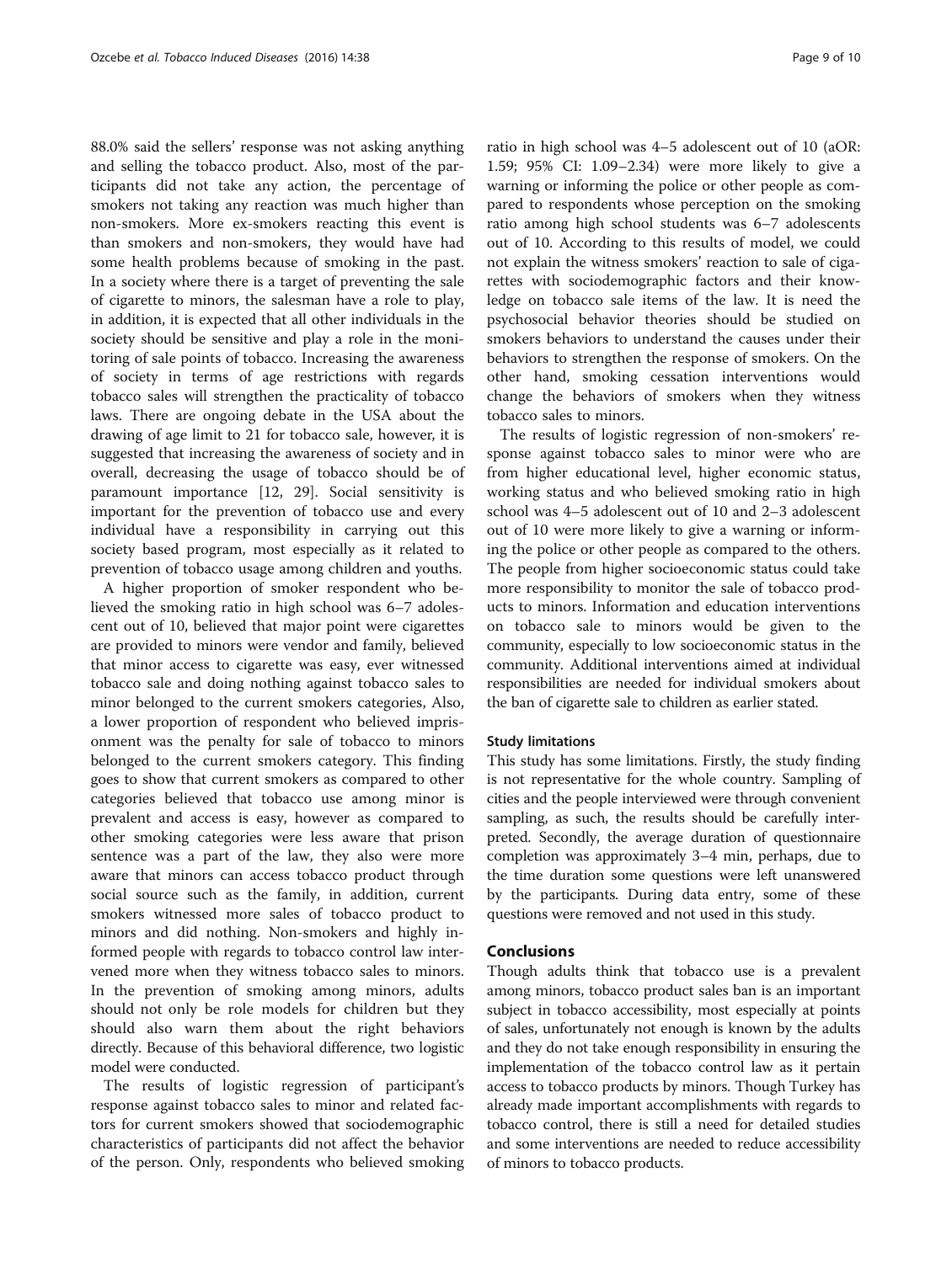88.0% said the sellers' response was not asking anything and selling the tobacco product. Also, most of the participants did not take any action, the percentage of smokers not taking any reaction was much higher than non-smokers. More ex-smokers reacting this event is than smokers and non-smokers, they would have had some health problems because of smoking in the past. In a society where there is a target of preventing the sale of cigarette to minors, the salesman have a role to play, in addition, it is expected that all other individuals in the society should be sensitive and play a role in the monitoring of sale points of tobacco. Increasing the awareness of society in terms of age restrictions with regards tobacco sales will strengthen the practicality of tobacco laws. There are ongoing debate in the USA about the drawing of age limit to 21 for tobacco sale, however, it is suggested that increasing the awareness of society and in overall, decreasing the usage of tobacco should be of paramount importance [12, 29]. Social sensitivity is important for the prevention of tobacco use and every individual have a responsibility in carrying out this society based program, most especially as it related to prevention of tobacco usage among children and youths.

A higher proportion of smoker respondent who believed the smoking ratio in high school was 6–7 adolescent out of 10, believed that major point were cigarettes are provided to minors were vendor and family, believed that minor access to cigarette was easy, ever witnessed tobacco sale and doing nothing against tobacco sales to minor belonged to the current smokers categories, Also, a lower proportion of respondent who believed imprisonment was the penalty for sale of tobacco to minors belonged to the current smokers category. This finding goes to show that current smokers as compared to other categories believed that tobacco use among minor is prevalent and access is easy, however as compared to other smoking categories were less aware that prison sentence was a part of the law, they also were more aware that minors can access tobacco product through social source such as the family, in addition, current smokers witnessed more sales of tobacco product to minors and did nothing. Non-smokers and highly informed people with regards to tobacco control law intervened more when they witness tobacco sales to minors. In the prevention of smoking among minors, adults should not only be role models for children but they should also warn them about the right behaviors directly. Because of this behavioral difference, two logistic model were conducted.

The results of logistic regression of participant's response against tobacco sales to minor and related factors for current smokers showed that sociodemographic characteristics of participants did not affect the behavior of the person. Only, respondents who believed smoking ratio in high school was 4–5 adolescent out of 10 (aOR: 1.59; 95% CI: 1.09–2.34) were more likely to give a warning or informing the police or other people as compared to respondents whose perception on the smoking ratio among high school students was 6–7 adolescents out of 10. According to this results of model, we could not explain the witness smokers' reaction to sale of cigarettes with sociodemographic factors and their knowledge on tobacco sale items of the law. It is need the psychosocial behavior theories should be studied on smokers behaviors to understand the causes under their behaviors to strengthen the response of smokers. On the other hand, smoking cessation interventions would change the behaviors of smokers when they witness tobacco sales to minors.

The results of logistic regression of non-smokers' response against tobacco sales to minor were who are from higher educational level, higher economic status, working status and who believed smoking ratio in high school was 4–5 adolescent out of 10 and 2–3 adolescent out of 10 were more likely to give a warning or informing the police or other people as compared to the others. The people from higher socioeconomic status could take more responsibility to monitor the sale of tobacco products to minors. Information and education interventions on tobacco sale to minors would be given to the community, especially to low socioeconomic status in the community. Additional interventions aimed at individual responsibilities are needed for individual smokers about the ban of cigarette sale to children as earlier stated.

### Study limitations

This study has some limitations. Firstly, the study finding is not representative for the whole country. Sampling of cities and the people interviewed were through convenient sampling, as such, the results should be carefully interpreted. Secondly, the average duration of questionnaire completion was approximately 3–4 min, perhaps, due to the time duration some questions were left unanswered by the participants. During data entry, some of these questions were removed and not used in this study.

## Conclusions

Though adults think that tobacco use is a prevalent among minors, tobacco product sales ban is an important subject in tobacco accessibility, most especially at points of sales, unfortunately not enough is known by the adults and they do not take enough responsibility in ensuring the implementation of the tobacco control law as it pertain access to tobacco products by minors. Though Turkey has already made important accomplishments with regards to tobacco control, there is still a need for detailed studies and some interventions are needed to reduce accessibility of minors to tobacco products.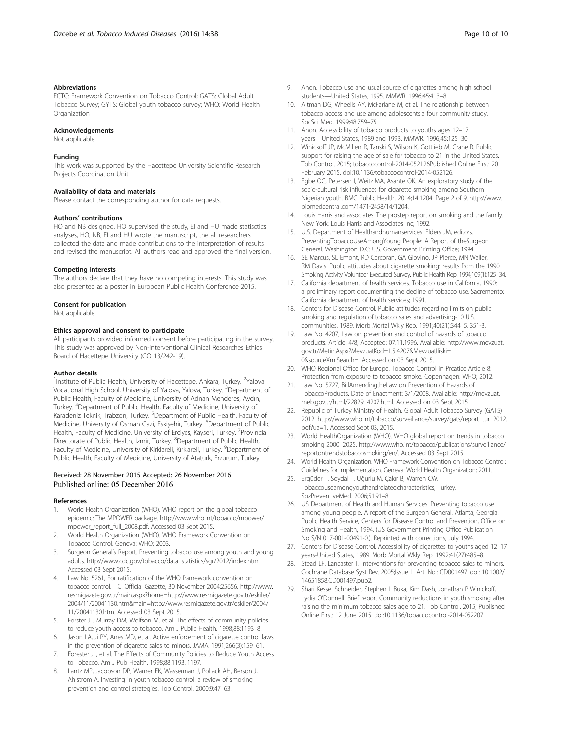### Abbreviations

FCTC: Framework Convention on Tobacco Control; GATS: Global Adult Tobacco Survey; GYTS: Global youth tobacco survey; WHO: World Health Organization

### Acknowledgements

Not applicable.

### Funding

This work was supported by the Hacettepe University Scientific Research Projects Coordination Unit.

### Availability of data and materials

Please contact the corresponding author for data requests.

### Authors' contributions

HO and NB designed, HO supervised the study, EI and HU made statisctics analyses, HO, NB, EI and HU wrote the manuscript, the all researchers collected the data and made contributions to the interpretation of results and revised the manuscript. All authors read and approved the final version.

### Competing interests

The authors declare that they have no competing interests. This study was also presented as a poster in European Public Health Conference 2015.

### Consent for publication

Not applicable.

### Ethics approval and consent to participate

All participants provided informed consent before participating in the survey. This study was approved by Non-interventional Clinical Researches Ethics Board of Hacettepe University (GO 13/242-19).

### Author details

[1]Institute of Public Health, University of Hacettepe, Ankara, Turkey. [2]Yalova Vocational High School, University of Yalova, Yalova, Turkey. [3]Department of Public Health, Faculty of Medicine, University of Adnan Menderes, Aydın, Turkey. [4]Department of Public Health, Faculty of Medicine, University of Karadeniz Teknik, Trabzon, Turkey. [5]Department of Public Health, Faculty of Medicine, University of Osman Gazi, Eskişehir, Turkey. [6]Department of Public Health, Faculty of Medicine, University of Erciyes, Kayseri, Turkey. [7]Provincial Directorate of Public Health, İzmir, Turkey. [8]Department of Public Health, Faculty of Medicine, University of Kirklareli, Kırklareli, Turkey. [9]Department of Public Health, Faculty of Medicine, University of Ataturk, Erzurum, Turkey.

Received: 28 November 2015 Accepted: 26 November 2016
Published online: 05 December 2016

### References

1. World Health Organization (WHO). WHO report on the global tobacco epidemic: The MPOWER package. http://www.who.int/tobacco/mpower/mpower_report_full_2008.pdf. Accessed 03 Sept 2015.
2. World Health Organization (WHO). WHO Framework Convention on Tobacco Control. Geneva: WHO; 2003.
3. Surgeon General's Report. Preventing tobacco use among youth and young adults. http://www.cdc.gov/tobacco/data_statistics/sgr/2012/index.htm. Accessed 03 Sept 2015.
4. Law No. 5261, For ratification of the WHO framework convention on tobacco control. T.C. Official Gazette, 30 November 2004:25656. http://www.resmigazete.gov.tr/main.aspx?home=http://www.resmigazete.gov.tr/eskiler/2004/11/20041130.htm&main=http://www.resmigazete.gov.tr/eskiler/2004/11/20041130.htm. Accessed 03 Sept 2015.
5. Forster JL, Murray DM, Wolfson M, et al. The effects of community policies to reduce youth access to tobacco. Am J Public Health. 1998;88:1193–8.
6. Jason LA, Ji PY, Anes MD, et al. Active enforcement of cigarette control laws in the prevention of cigarette sales to minors. JAMA. 1991;266(3):159–61.
7. Forester JL, et al. The Effects of Community Policies to Reduce Youth Access to Tobacco. Am J Pub Health. 1998;88:1193. 1197.
8. Lantz MP, Jacobson DP, Warner EK, Wasserman J, Pollack AH, Berson J, Ahlstrom A. Investing in youth tobacco control: a review of smoking prevention and control strategies. Tob Control. 2000;9:47–63.
9. Anon. Tobacco use and usual source of cigarettes among high school students—United States, 1995. MMWR. 1996;45:413–8.
10. Altman DG, Wheelis AY, McFarlane M, et al. The relationship between tobacco access and use among adolescents:a four community study. SocSci Med. 1999;48:759–75.
11. Anon. Accessibility of tobacco products to youths ages 12–17 years—United States, 1989 and 1993. MMWR. 1996;45:125–30.
12. Winickoff JP, McMillen R, Tanski S, Wilson K, Gottlieb M, Crane R. Public support for raising the age of sale for tobacco to 21 in the United States. Tob Control. 2015; tobaccocontrol-2014-052126Published Online First: 20 February 2015. doi:10.1136/tobaccocontrol-2014-052126.
13. Egbe OC, Petersen I, Weitz MA, Asante OK. An exploratory study of the socio-cultural risk influences for cigarette smoking among Southern Nigerian youth. BMC Public Health. 2014;14:1204. Page 2 of 9. http://www.biomedcentral.com/1471-2458/14/1204.
14. Louis Harris and associates. The prostep report on smoking and the family. New York: Louis Harris and Associates Inc; 1992.
15. U.S. Department of Healthandhumanservices. Elders JM, editors. PreventingTobaccoUseAmongYoung People: A Report of theSurgeon General. Washington D.C: U.S. Government Printing Office; 1994
16. SE Marcus, SL Emont, RD Corcoran, GA Giovino, JP Pierce, MN Waller, RM Davis. Public attitudes about cigarette smoking: results from the 1990 Smoking Activity Volunteer Executed Survey. Public Health Rep. 1994;109(1):125–34.
17. California department of health services. Tobacco use in California, 1990: a preliminary report documenting the decline of tobacco use. Sacremento: California department of health services; 1991.
18. Centers for Disease Control. Public attitudes regarding limits on public smoking and regulation of tobacco sales and advertising-10 U.S. communities, 1989. Morb Mortal Wkly Rep. 1991;40(21):344–5. 351-3.
19. Law No. 4207, Law on prevention and control of hazards of tobacco products. Article. 4/8, Accepted: 07.11.1996. Available: http://www.mevzuat.gov.tr/Metin.Aspx?MevzuatKod=1.5.4207&MevzuatIliski=0&sourceXmlSearch=. Accessed on 03 Sept 2015.
20. WHO Regional Office for Europe. Tobacco Control in Prcatice Article 8: Protection from exposure to tobacco smoke. Copenhagen: WHO; 2012.
21. Law No. 5727, BillAmendingtheLaw on Prevention of Hazards of TobaccoProducts. Date of Enactment: 3/1/2008. Available: http://mevzuat.meb.gov.tr/html/22829_4207.html. Accessed on 03 Sept 2015.
22. Republic of Turkey Ministry of Health. Global Adult Tobacco Survey (GATS) 2012. http://www.who.int/tobacco/surveillance/survey/gats/report_tur_2012.pdf?ua=1. Accessed Sept 03, 2015.
23. World HealthOrganization (WHO). WHO global report on trends in tobacco smoking 2000–2025. http://www.who.int/tobacco/publications/surveillance/reportontrendstobaccosmoking/en/. Accessed 03 Sept 2015.
24. World Health Organization. WHO Framework Convention on Tobacco Control: Guidelines for Implementation. Geneva: World Health Organization; 2011.
25. Ergüder T, Soydal T, Uğurlu M, Çakır B, Warren CW. Tobaccouseamongyouthandrelatedcharacteristics, Turkey. SozPreventiveMed. 2006;51:91–8.
26. US Department of Health and Human Services. Preventing tobacco use among young people. A report of the Surgeon General. Atlanta, Georgia: Public Health Service, Centers for Disease Control and Prevention, Office on Smoking and Health, 1994. (US Government Printing Office Publication No S/N 017-001-00491-0.). Reprinted with corrections, July 1994.
27. Centers for Disease Control. Accessibility of cigarettes to youths aged 12–17 years-United States, 1989. Morb Mortal Wkly Rep. 1992;41(27):485–8.
28. Stead LF, Lancaster T. Interventions for preventing tobacco sales to minors. Cochrane Database Syst Rev. 2005;Issue 1. Art. No.: CD001497. doi: 10.1002/14651858.CD001497.pub2.
29. Shari Kessel Schneider, Stephen L Buka, Kim Dash, Jonathan P Winickoff, Lydia O'Donnell. Brief report Community reductions in youth smoking after raising the minimum tobacco sales age to 21. Tob Control. 2015; Published Online First: 12 June 2015. doi:10.1136/tobaccocontrol-2014-052207.